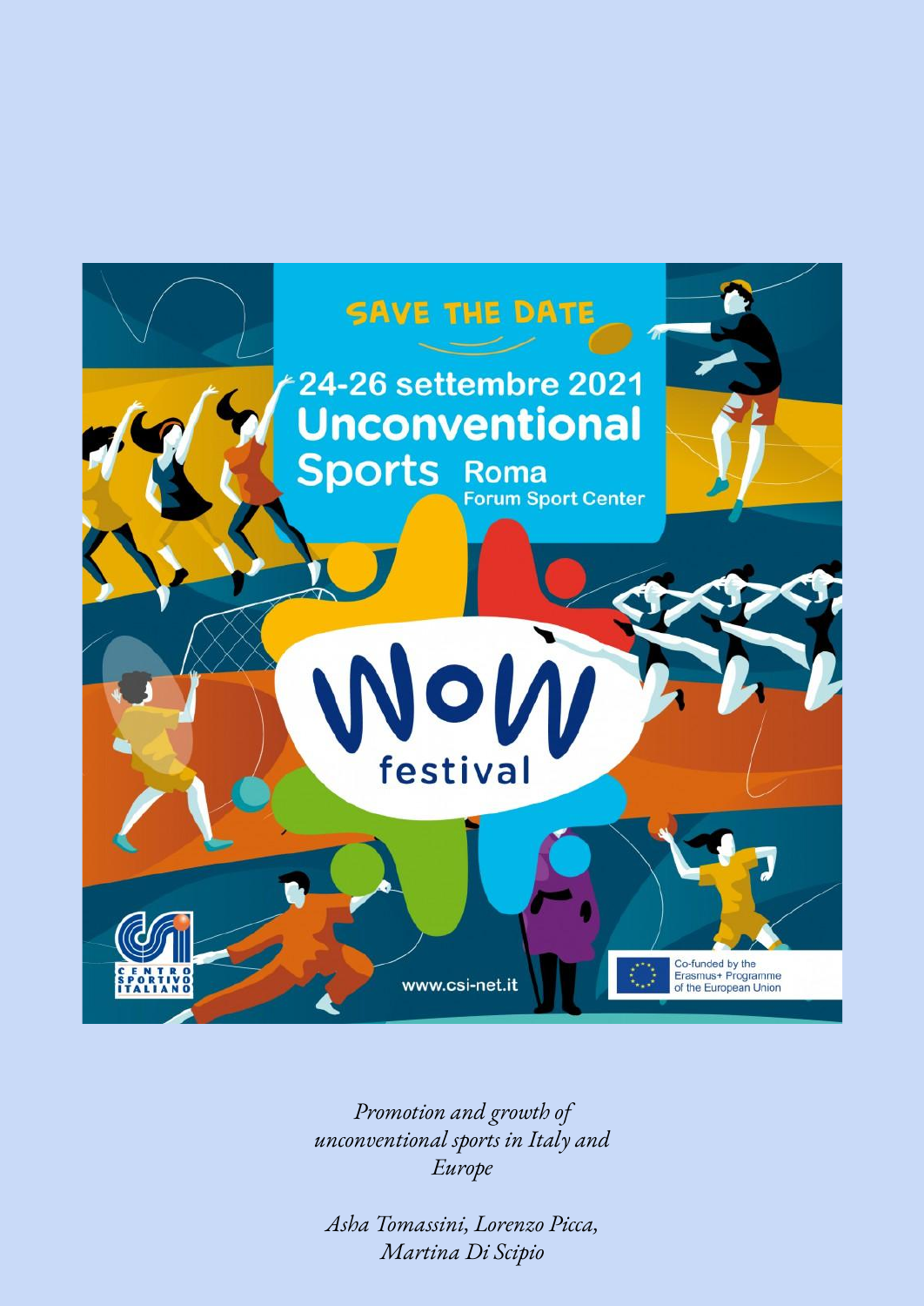SAVE THE DATE

24-26 settembre 2021

**Unconventional Sports** Roma

Forum Sport Center

**WOW festival**

CENTRO SPORTIVO ITALIANO

www.csi-net.it

Co-funded by the Erasmus+ Programme of the European Union

*Promotion and growth of unconventional sports in Italy and Europe*

*Asha Tomassini, Lorenzo Picca, Martina Di Scipio*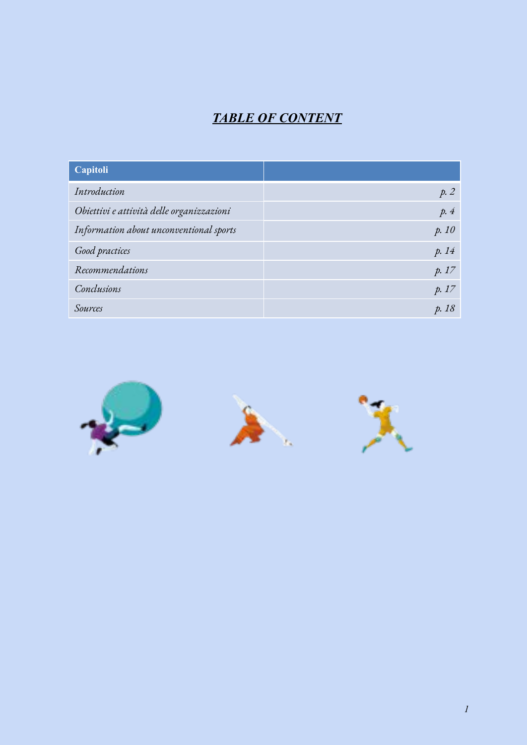## ***TABLE OF CONTENT***

| Capitoli | |
|---|---|
| *Introduction* | *p. 2* |
| *Obiettivi e attività delle organizzazioni* | *p. 4* |
| *Information about unconventional sports* | *p. 10* |
| *Good practices* | *p. 14* |
| *Recommendations* | *p. 17* |
| *Conclusions* | *p. 17* |
| *Sources* | *p. 18* |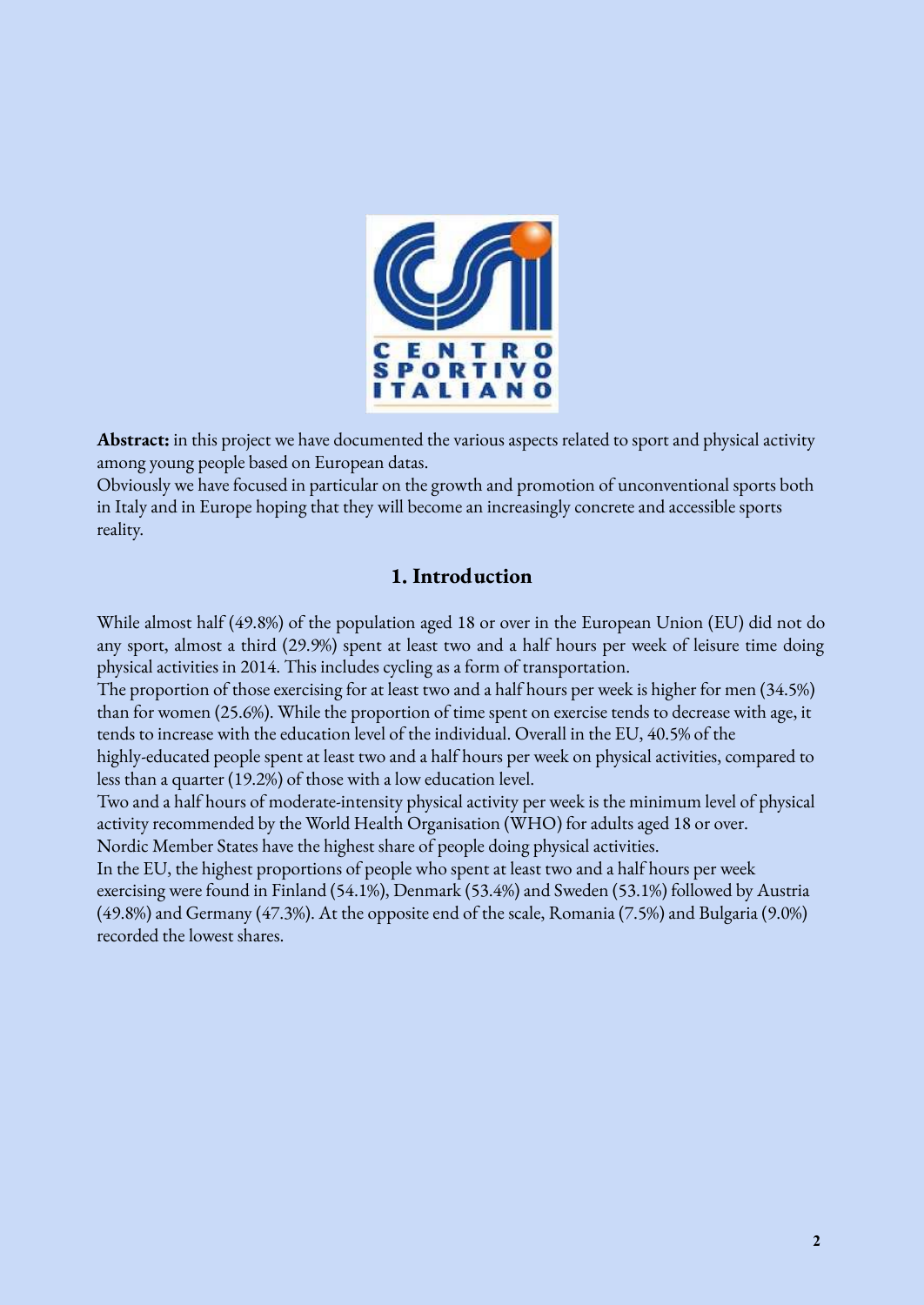**Abstract:** in this project we have documented the various aspects related to sport and physical activity among young people based on European datas.
Obviously we have focused in particular on the growth and promotion of unconventional sports both in Italy and in Europe hoping that they will become an increasingly concrete and accessible sports reality.

## 1. Introduction

While almost half (49.8%) of the population aged 18 or over in the European Union (EU) did not do any sport, almost a third (29.9%) spent at least two and a half hours per week of leisure time doing physical activities in 2014. This includes cycling as a form of transportation.
The proportion of those exercising for at least two and a half hours per week is higher for men (34.5%) than for women (25.6%). While the proportion of time spent on exercise tends to decrease with age, it tends to increase with the education level of the individual. Overall in the EU, 40.5% of the highly-educated people spent at least two and a half hours per week on physical activities, compared to less than a quarter (19.2%) of those with a low education level.
Two and a half hours of moderate-intensity physical activity per week is the minimum level of physical activity recommended by the World Health Organisation (WHO) for adults aged 18 or over.
Nordic Member States have the highest share of people doing physical activities.
In the EU, the highest proportions of people who spent at least two and a half hours per week exercising were found in Finland (54.1%), Denmark (53.4%) and Sweden (53.1%) followed by Austria (49.8%) and Germany (47.3%). At the opposite end of the scale, Romania (7.5%) and Bulgaria (9.0%) recorded the lowest shares.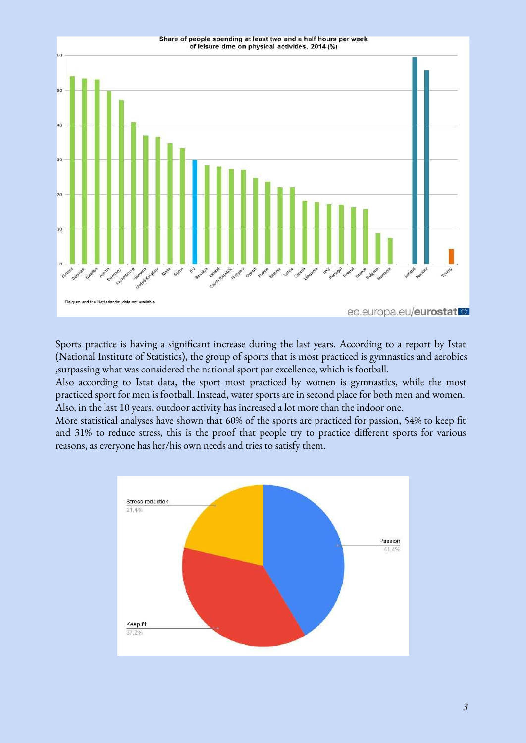Share of people spending at least two and a half hours per week of leisure time on physical activities, 2014 (%)

Belgium and the Netherlands: data not available

ec.europa.eu/eurostat

Sports practice is having a significant increase during the last years. According to a report by Istat (National Institute of Statistics), the group of sports that is most practiced is gymnastics and aerobics ,surpassing what was considered the national sport par excellence, which is football.
Also according to Istat data, the sport most practiced by women is gymnastics, while the most practiced sport for men is football. Instead, water sports are in second place for both men and women. Also, in the last 10 years, outdoor activity has increased a lot more than the indoor one.
More statistical analyses have shown that 60% of the sports are practiced for passion, 54% to keep fit and 31% to reduce stress, this is the proof that people try to practice different sports for various reasons, as everyone has her/his own needs and tries to satisfy them.

Stress reduction 21,4%

Passion 41,4%

Keep fit 37,2%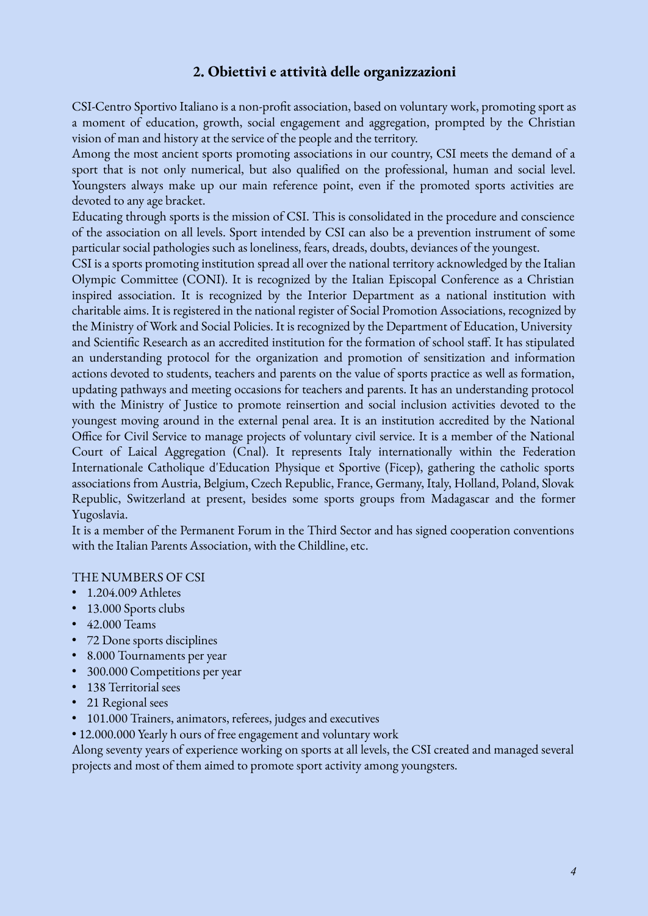## 2. Obiettivi e attività delle organizzazioni

CSI-Centro Sportivo Italiano is a non-profit association, based on voluntary work, promoting sport as a moment of education, growth, social engagement and aggregation, prompted by the Christian vision of man and history at the service of the people and the territory.
Among the most ancient sports promoting associations in our country, CSI meets the demand of a sport that is not only numerical, but also qualified on the professional, human and social level. Youngsters always make up our main reference point, even if the promoted sports activities are devoted to any age bracket.
Educating through sports is the mission of CSI. This is consolidated in the procedure and conscience of the association on all levels. Sport intended by CSI can also be a prevention instrument of some particular social pathologies such as loneliness, fears, dreads, doubts, deviances of the youngest.
CSI is a sports promoting institution spread all over the national territory acknowledged by the Italian Olympic Committee (CONI). It is recognized by the Italian Episcopal Conference as a Christian inspired association. It is recognized by the Interior Department as a national institution with charitable aims. It is registered in the national register of Social Promotion Associations, recognized by the Ministry of Work and Social Policies. It is recognized by the Department of Education, University and Scientific Research as an accredited institution for the formation of school staff. It has stipulated an understanding protocol for the organization and promotion of sensitization and information actions devoted to students, teachers and parents on the value of sports practice as well as formation, updating pathways and meeting occasions for teachers and parents. It has an understanding protocol with the Ministry of Justice to promote reinsertion and social inclusion activities devoted to the youngest moving around in the external penal area. It is an institution accredited by the National Office for Civil Service to manage projects of voluntary civil service. It is a member of the National Court of Laical Aggregation (Cnal). It represents Italy internationally within the Federation Internationale Catholique d'Education Physique et Sportive (Ficep), gathering the catholic sports associations from Austria, Belgium, Czech Republic, France, Germany, Italy, Holland, Poland, Slovak Republic, Switzerland at present, besides some sports groups from Madagascar and the former Yugoslavia.
It is a member of the Permanent Forum in the Third Sector and has signed cooperation conventions with the Italian Parents Association, with the Childline, etc.

THE NUMBERS OF CSI

- 1.204.009 Athletes
- 13.000 Sports clubs
- 42.000 Teams
- 72 Done sports disciplines
- 8.000 Tournaments per year
- 300.000 Competitions per year
- 138 Territorial sees
- 21 Regional sees
- 101.000 Trainers, animators, referees, judges and executives
- 12.000.000 Yearly h ours of free engagement and voluntary work

Along seventy years of experience working on sports at all levels, the CSI created and managed several projects and most of them aimed to promote sport activity among youngsters.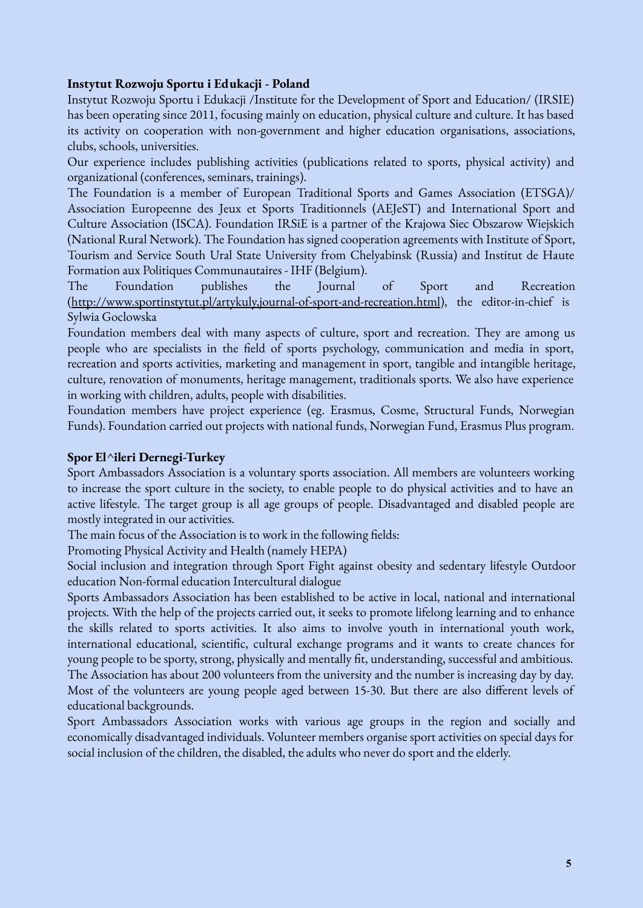**Instytut Rozwoju Sportu i Edukacji - Poland**

Instytut Rozwoju Sportu i Edukacji /Institute for the Development of Sport and Education/ (IRSIE) has been operating since 2011, focusing mainly on education, physical culture and culture. It has based its activity on cooperation with non-government and higher education organisations, associations, clubs, schools, universities.

Our experience includes publishing activities (publications related to sports, physical activity) and organizational (conferences, seminars, trainings).

The Foundation is a member of European Traditional Sports and Games Association (ETSGA)/ Association Europeenne des Jeux et Sports Traditionnels (AEJeST) and International Sport and Culture Association (ISCA). Foundation IRSiE is a partner of the Krajowa Siec Obszarow Wiejskich (National Rural Network). The Foundation has signed cooperation agreements with Institute of Sport, Tourism and Service South Ural State University from Chelyabinsk (Russia) and Institut de Haute Formation aux Politiques Communautaires - IHF (Belgium).

The Foundation publishes the Journal of Sport and Recreation (http://www.sportinstytut.pl/artykuly,journal-of-sport-and-recreation.html), the editor-in-chief is Sylwia Goclowska

Foundation members deal with many aspects of culture, sport and recreation. They are among us people who are specialists in the field of sports psychology, communication and media in sport, recreation and sports activities, marketing and management in sport, tangible and intangible heritage, culture, renovation of monuments, heritage management, traditionals sports. We also have experience in working with children, adults, people with disabilities.

Foundation members have project experience (eg. Erasmus, Cosme, Structural Funds, Norwegian Funds). Foundation carried out projects with national funds, Norwegian Fund, Erasmus Plus program.

**Spor El^ileri Dernegi-Turkey**

Sport Ambassadors Association is a voluntary sports association. All members are volunteers working to increase the sport culture in the society, to enable people to do physical activities and to have an active lifestyle. The target group is all age groups of people. Disadvantaged and disabled people are mostly integrated in our activities.

The main focus of the Association is to work in the following fields:

Promoting Physical Activity and Health (namely HEPA)

Social inclusion and integration through Sport Fight against obesity and sedentary lifestyle Outdoor education Non-formal education Intercultural dialogue

Sports Ambassadors Association has been established to be active in local, national and international projects. With the help of the projects carried out, it seeks to promote lifelong learning and to enhance the skills related to sports activities. It also aims to involve youth in international youth work, international educational, scientific, cultural exchange programs and it wants to create chances for young people to be sporty, strong, physically and mentally fit, understanding, successful and ambitious.

The Association has about 200 volunteers from the university and the number is increasing day by day. Most of the volunteers are young people aged between 15-30. But there are also different levels of educational backgrounds.

Sport Ambassadors Association works with various age groups in the region and socially and economically disadvantaged individuals. Volunteer members organise sport activities on special days for social inclusion of the children, the disabled, the adults who never do sport and the elderly.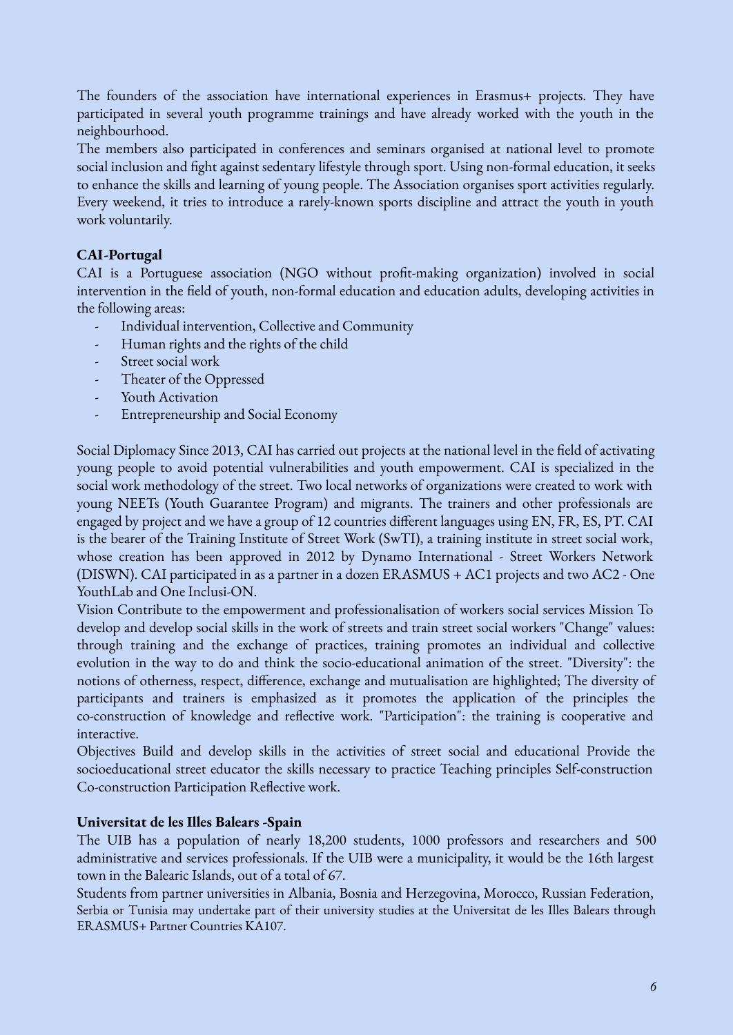The founders of the association have international experiences in Erasmus+ projects. They have participated in several youth programme trainings and have already worked with the youth in the neighbourhood.
The members also participated in conferences and seminars organised at national level to promote social inclusion and fight against sedentary lifestyle through sport. Using non-formal education, it seeks to enhance the skills and learning of young people. The Association organises sport activities regularly. Every weekend, it tries to introduce a rarely-known sports discipline and attract the youth in youth work voluntarily.

**CAI-Portugal**
CAI is a Portuguese association (NGO without profit-making organization) involved in social intervention in the field of youth, non-formal education and education adults, developing activities in the following areas:

- Individual intervention, Collective and Community
- Human rights and the rights of the child
- Street social work
- Theater of the Oppressed
- Youth Activation
- Entrepreneurship and Social Economy

Social Diplomacy Since 2013, CAI has carried out projects at the national level in the field of activating young people to avoid potential vulnerabilities and youth empowerment. CAI is specialized in the social work methodology of the street. Two local networks of organizations were created to work with young NEETs (Youth Guarantee Program) and migrants. The trainers and other professionals are engaged by project and we have a group of 12 countries different languages using EN, FR, ES, PT. CAI is the bearer of the Training Institute of Street Work (SwTI), a training institute in street social work, whose creation has been approved in 2012 by Dynamo International - Street Workers Network (DISWN). CAI participated in as a partner in a dozen ERASMUS + AC1 projects and two AC2 - One YouthLab and One Inclusi-ON.
Vision Contribute to the empowerment and professionalisation of workers social services Mission To develop and develop social skills in the work of streets and train street social workers "Change" values: through training and the exchange of practices, training promotes an individual and collective evolution in the way to do and think the socio-educational animation of the street. "Diversity": the notions of otherness, respect, difference, exchange and mutualisation are highlighted; The diversity of participants and trainers is emphasized as it promotes the application of the principles the co-construction of knowledge and reflective work. "Participation": the training is cooperative and interactive.
Objectives Build and develop skills in the activities of street social and educational Provide the socioeducational street educator the skills necessary to practice Teaching principles Self-construction Co-construction Participation Reflective work.

**Universitat de les Illes Balears -Spain**
The UIB has a population of nearly 18,200 students, 1000 professors and researchers and 500 administrative and services professionals. If the UIB were a municipality, it would be the 16th largest town in the Balearic Islands, out of a total of 67.
Students from partner universities in Albania, Bosnia and Herzegovina, Morocco, Russian Federation, Serbia or Tunisia may undertake part of their university studies at the Universitat de les Illes Balears through ERASMUS+ Partner Countries KA107.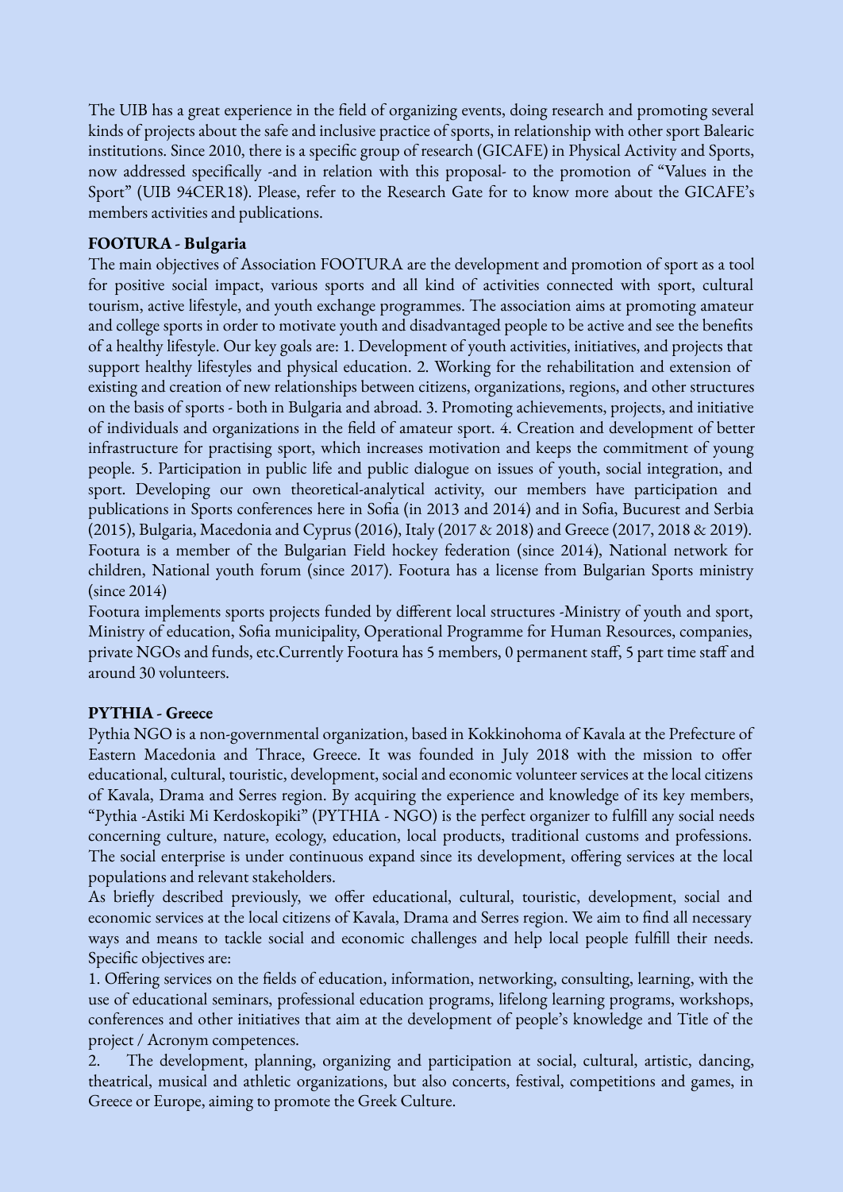The UIB has a great experience in the field of organizing events, doing research and promoting several kinds of projects about the safe and inclusive practice of sports, in relationship with other sport Balearic institutions. Since 2010, there is a specific group of research (GICAFE) in Physical Activity and Sports, now addressed specifically -and in relation with this proposal- to the promotion of "Values in the Sport" (UIB 94CER18). Please, refer to the Research Gate for to know more about the GICAFE's members activities and publications.

**FOOTURA - Bulgaria**

The main objectives of Association FOOTURA are the development and promotion of sport as a tool for positive social impact, various sports and all kind of activities connected with sport, cultural tourism, active lifestyle, and youth exchange programmes. The association aims at promoting amateur and college sports in order to motivate youth and disadvantaged people to be active and see the benefits of a healthy lifestyle. Our key goals are: 1. Development of youth activities, initiatives, and projects that support healthy lifestyles and physical education. 2. Working for the rehabilitation and extension of existing and creation of new relationships between citizens, organizations, regions, and other structures on the basis of sports - both in Bulgaria and abroad. 3. Promoting achievements, projects, and initiative of individuals and organizations in the field of amateur sport. 4. Creation and development of better infrastructure for practising sport, which increases motivation and keeps the commitment of young people. 5. Participation in public life and public dialogue on issues of youth, social integration, and sport. Developing our own theoretical-analytical activity, our members have participation and publications in Sports conferences here in Sofia (in 2013 and 2014) and in Sofia, Bucurest and Serbia (2015), Bulgaria, Macedonia and Cyprus (2016), Italy (2017 & 2018) and Greece (2017, 2018 & 2019). Footura is a member of the Bulgarian Field hockey federation (since 2014), National network for children, National youth forum (since 2017). Footura has a license from Bulgarian Sports ministry (since 2014)

Footura implements sports projects funded by different local structures -Ministry of youth and sport, Ministry of education, Sofia municipality, Operational Programme for Human Resources, companies, private NGOs and funds, etc.Currently Footura has 5 members, 0 permanent staff, 5 part time staff and around 30 volunteers.

**PYTHIA - Greece**

Pythia NGO is a non-governmental organization, based in Kokkinohoma of Kavala at the Prefecture of Eastern Macedonia and Thrace, Greece. It was founded in July 2018 with the mission to offer educational, cultural, touristic, development, social and economic volunteer services at the local citizens of Kavala, Drama and Serres region. By acquiring the experience and knowledge of its key members, "Pythia -Astiki Mi Kerdoskopiki" (PYTHIA - NGO) is the perfect organizer to fulfill any social needs concerning culture, nature, ecology, education, local products, traditional customs and professions. The social enterprise is under continuous expand since its development, offering services at the local populations and relevant stakeholders.

As briefly described previously, we offer educational, cultural, touristic, development, social and economic services at the local citizens of Kavala, Drama and Serres region. We aim to find all necessary ways and means to tackle social and economic challenges and help local people fulfill their needs. Specific objectives are:

1. Offering services on the fields of education, information, networking, consulting, learning, with the use of educational seminars, professional education programs, lifelong learning programs, workshops, conferences and other initiatives that aim at the development of people's knowledge and Title of the project / Acronym competences.
2. The development, planning, organizing and participation at social, cultural, artistic, dancing, theatrical, musical and athletic organizations, but also concerts, festival, competitions and games, in Greece or Europe, aiming to promote the Greek Culture.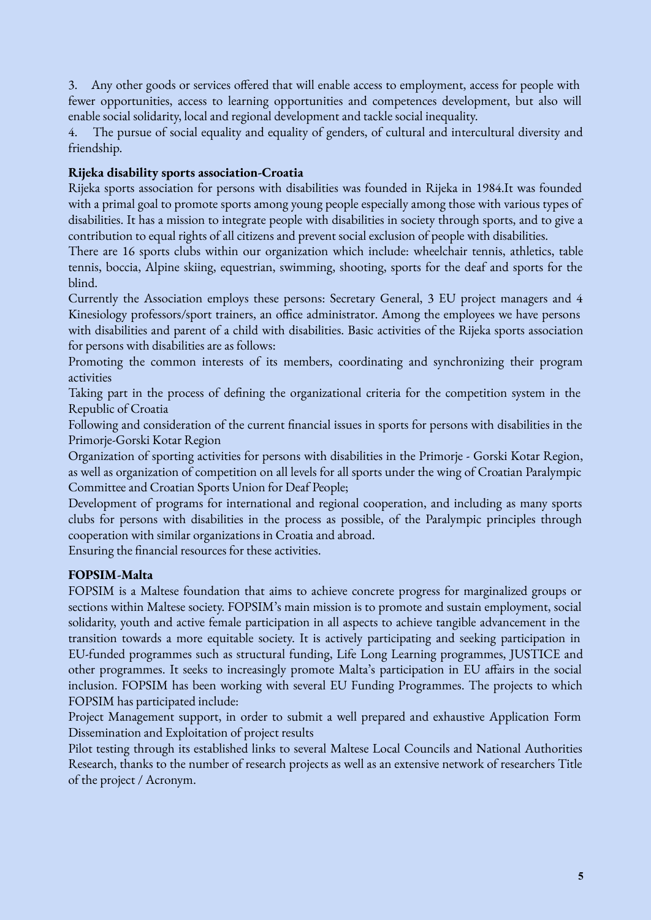3. Any other goods or services offered that will enable access to employment, access for people with fewer opportunities, access to learning opportunities and competences development, but also will enable social solidarity, local and regional development and tackle social inequality.
4. The pursue of social equality and equality of genders, of cultural and intercultural diversity and friendship.

**Rijeka disability sports association-Croatia**

Rijeka sports association for persons with disabilities was founded in Rijeka in 1984.It was founded with a primal goal to promote sports among young people especially among those with various types of disabilities. It has a mission to integrate people with disabilities in society through sports, and to give a contribution to equal rights of all citizens and prevent social exclusion of people with disabilities.

There are 16 sports clubs within our organization which include: wheelchair tennis, athletics, table tennis, boccia, Alpine skiing, equestrian, swimming, shooting, sports for the deaf and sports for the blind.

Currently the Association employs these persons: Secretary General, 3 EU project managers and 4 Kinesiology professors/sport trainers, an office administrator. Among the employees we have persons with disabilities and parent of a child with disabilities. Basic activities of the Rijeka sports association for persons with disabilities are as follows:

Promoting the common interests of its members, coordinating and synchronizing their program activities

Taking part in the process of defining the organizational criteria for the competition system in the Republic of Croatia

Following and consideration of the current financial issues in sports for persons with disabilities in the Primorje-Gorski Kotar Region

Organization of sporting activities for persons with disabilities in the Primorje - Gorski Kotar Region, as well as organization of competition on all levels for all sports under the wing of Croatian Paralympic Committee and Croatian Sports Union for Deaf People;

Development of programs for international and regional cooperation, and including as many sports clubs for persons with disabilities in the process as possible, of the Paralympic principles through cooperation with similar organizations in Croatia and abroad.

Ensuring the financial resources for these activities.

**FOPSIM-Malta**

FOPSIM is a Maltese foundation that aims to achieve concrete progress for marginalized groups or sections within Maltese society. FOPSIM's main mission is to promote and sustain employment, social solidarity, youth and active female participation in all aspects to achieve tangible advancement in the transition towards a more equitable society. It is actively participating and seeking participation in EU-funded programmes such as structural funding, Life Long Learning programmes, JUSTICE and other programmes. It seeks to increasingly promote Malta's participation in EU affairs in the social inclusion. FOPSIM has been working with several EU Funding Programmes. The projects to which FOPSIM has participated include:

Project Management support, in order to submit a well prepared and exhaustive Application Form

Dissemination and Exploitation of project results

Pilot testing through its established links to several Maltese Local Councils and National Authorities

Research, thanks to the number of research projects as well as an extensive network of researchers Title of the project / Acronym.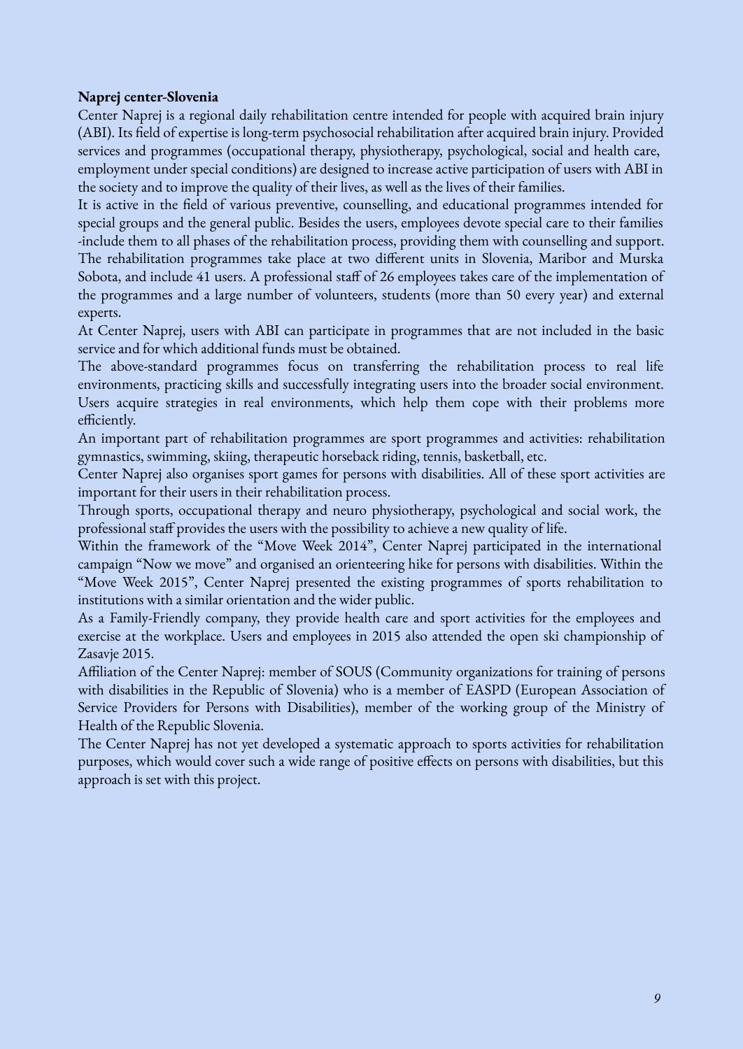**Naprej center-Slovenia**

Center Naprej is a regional daily rehabilitation centre intended for people with acquired brain injury (ABI). Its field of expertise is long-term psychosocial rehabilitation after acquired brain injury. Provided services and programmes (occupational therapy, physiotherapy, psychological, social and health care, employment under special conditions) are designed to increase active participation of users with ABI in the society and to improve the quality of their lives, as well as the lives of their families.

It is active in the field of various preventive, counselling, and educational programmes intended for special groups and the general public. Besides the users, employees devote special care to their families -include them to all phases of the rehabilitation process, providing them with counselling and support. The rehabilitation programmes take place at two different units in Slovenia, Maribor and Murska Sobota, and include 41 users. A professional staff of 26 employees takes care of the implementation of the programmes and a large number of volunteers, students (more than 50 every year) and external experts.

At Center Naprej, users with ABI can participate in programmes that are not included in the basic service and for which additional funds must be obtained.

The above-standard programmes focus on transferring the rehabilitation process to real life environments, practicing skills and successfully integrating users into the broader social environment. Users acquire strategies in real environments, which help them cope with their problems more efficiently.

An important part of rehabilitation programmes are sport programmes and activities: rehabilitation gymnastics, swimming, skiing, therapeutic horseback riding, tennis, basketball, etc.

Center Naprej also organises sport games for persons with disabilities. All of these sport activities are important for their users in their rehabilitation process.

Through sports, occupational therapy and neuro physiotherapy, psychological and social work, the professional staff provides the users with the possibility to achieve a new quality of life.

Within the framework of the "Move Week 2014", Center Naprej participated in the international campaign "Now we move" and organised an orienteering hike for persons with disabilities. Within the "Move Week 2015", Center Naprej presented the existing programmes of sports rehabilitation to institutions with a similar orientation and the wider public.

As a Family-Friendly company, they provide health care and sport activities for the employees and exercise at the workplace. Users and employees in 2015 also attended the open ski championship of Zasavje 2015.

Affiliation of the Center Naprej: member of SOUS (Community organizations for training of persons with disabilities in the Republic of Slovenia) who is a member of EASPD (European Association of Service Providers for Persons with Disabilities), member of the working group of the Ministry of Health of the Republic Slovenia.

The Center Naprej has not yet developed a systematic approach to sports activities for rehabilitation purposes, which would cover such a wide range of positive effects on persons with disabilities, but this approach is set with this project.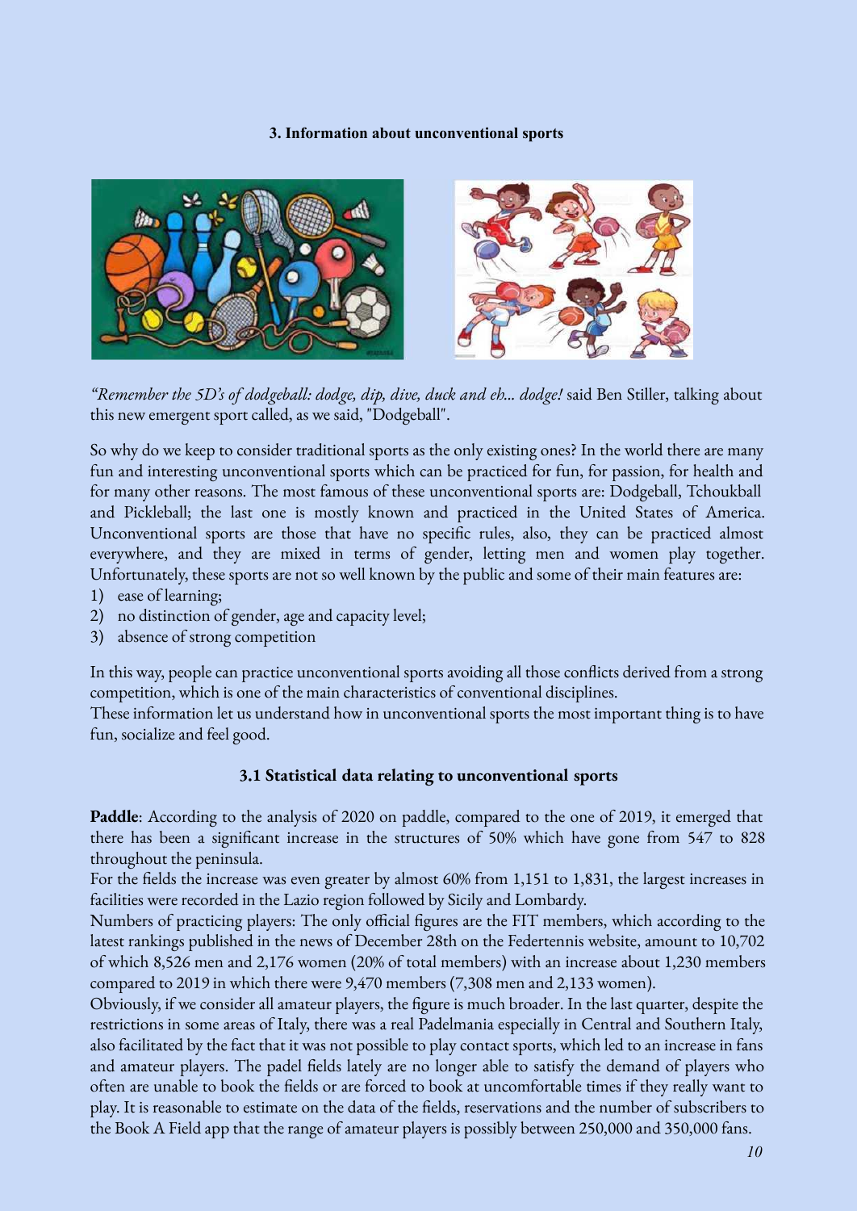### 3. Information about unconventional sports

*"Remember the 5D's of dodgeball: dodge, dip, dive, duck and eh... dodge!* said Ben Stiller, talking about this new emergent sport called, as we said, "Dodgeball".

So why do we keep to consider traditional sports as the only existing ones? In the world there are many fun and interesting unconventional sports which can be practiced for fun, for passion, for health and for many other reasons. The most famous of these unconventional sports are: Dodgeball, Tchoukball and Pickleball; the last one is mostly known and practiced in the United States of America. Unconventional sports are those that have no specific rules, also, they can be practiced almost everywhere, and they are mixed in terms of gender, letting men and women play together. Unfortunately, these sports are not so well known by the public and some of their main features are:

1) ease of learning;
2) no distinction of gender, age and capacity level;
3) absence of strong competition

In this way, people can practice unconventional sports avoiding all those conflicts derived from a strong competition, which is one of the main characteristics of conventional disciplines.
These information let us understand how in unconventional sports the most important thing is to have fun, socialize and feel good.

#### 3.1 Statistical data relating to unconventional sports

**Paddle**: According to the analysis of 2020 on paddle, compared to the one of 2019, it emerged that there has been a significant increase in the structures of 50% which have gone from 547 to 828 throughout the peninsula.
For the fields the increase was even greater by almost 60% from 1,151 to 1,831, the largest increases in facilities were recorded in the Lazio region followed by Sicily and Lombardy.
Numbers of practicing players: The only official figures are the FIT members, which according to the latest rankings published in the news of December 28th on the Federtennis website, amount to 10,702 of which 8,526 men and 2,176 women (20% of total members) with an increase about 1,230 members compared to 2019 in which there were 9,470 members (7,308 men and 2,133 women).
Obviously, if we consider all amateur players, the figure is much broader. In the last quarter, despite the restrictions in some areas of Italy, there was a real Padelmania especially in Central and Southern Italy, also facilitated by the fact that it was not possible to play contact sports, which led to an increase in fans and amateur players. The padel fields lately are no longer able to satisfy the demand of players who often are unable to book the fields or are forced to book at uncomfortable times if they really want to play. It is reasonable to estimate on the data of the fields, reservations and the number of subscribers to the Book A Field app that the range of amateur players is possibly between 250,000 and 350,000 fans.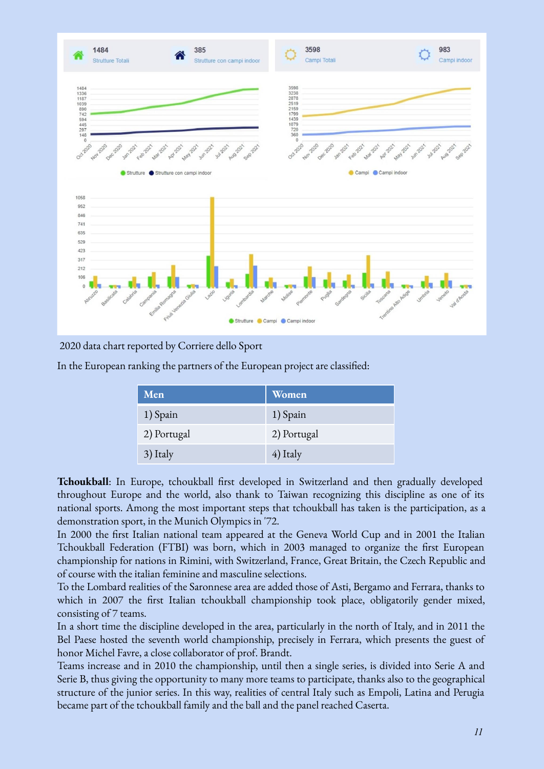| 1484 Strutture Totali | 385 Strutture con campi indoor | 3598 Campi Totali | 983 Campi indoor |
|---|---|---|---|

2020 data chart reported by Corriere dello Sport

In the European ranking the partners of the European project are classified:

| Men | Women |
|---|---|
| 1) Spain | 1) Spain |
| 2) Portugal | 2) Portugal |
| 3) Italy | 4) Italy |

**Tchoukball**: In Europe, tchoukball first developed in Switzerland and then gradually developed throughout Europe and the world, also thank to Taiwan recognizing this discipline as one of its national sports. Among the most important steps that tchoukball has taken is the participation, as a demonstration sport, in the Munich Olympics in '72.

In 2000 the first Italian national team appeared at the Geneva World Cup and in 2001 the Italian Tchoukball Federation (FTBI) was born, which in 2003 managed to organize the first European championship for nations in Rimini, with Switzerland, France, Great Britain, the Czech Republic and of course with the italian feminine and masculine selections.

To the Lombard realities of the Saronnese area are added those of Asti, Bergamo and Ferrara, thanks to which in 2007 the first Italian tchoukball championship took place, obligatorily gender mixed, consisting of 7 teams.

In a short time the discipline developed in the area, particularly in the north of Italy, and in 2011 the Bel Paese hosted the seventh world championship, precisely in Ferrara, which presents the guest of honor Michel Favre, a close collaborator of prof. Brandt.

Teams increase and in 2010 the championship, until then a single series, is divided into Serie A and Serie B, thus giving the opportunity to many more teams to participate, thanks also to the geographical structure of the junior series. In this way, realities of central Italy such as Empoli, Latina and Perugia became part of the tchoukball family and the ball and the panel reached Caserta.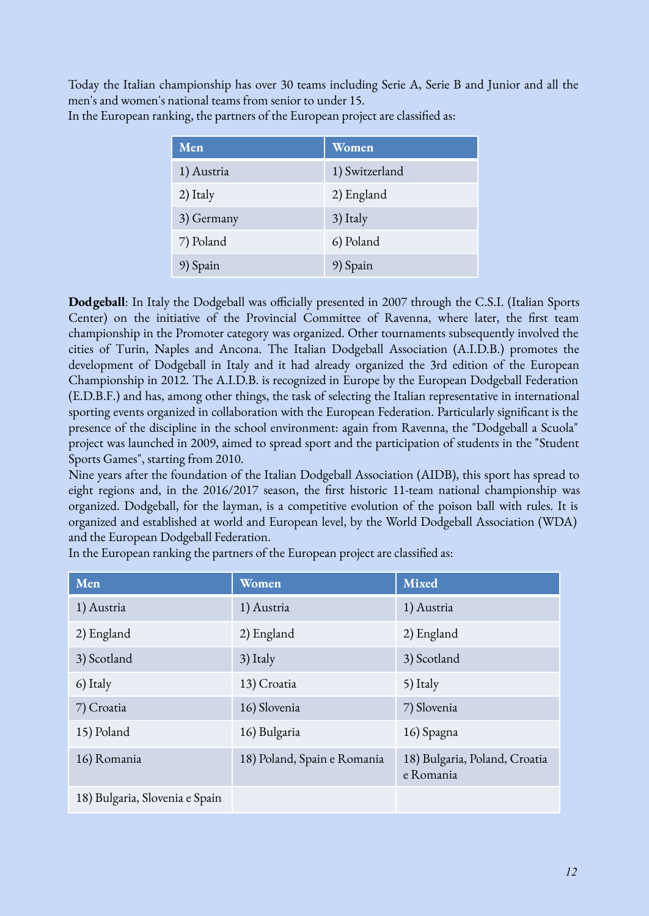Today the Italian championship has over 30 teams including Serie A, Serie B and Junior and all the men's and women's national teams from senior to under 15.
In the European ranking, the partners of the European project are classified as:

| Men | Women |
|---|---|
| 1) Austria | 1) Switzerland |
| 2) Italy | 2) England |
| 3) Germany | 3) Italy |
| 7) Poland | 6) Poland |
| 9) Spain | 9) Spain |

**Dodgeball**: In Italy the Dodgeball was officially presented in 2007 through the C.S.I. (Italian Sports Center) on the initiative of the Provincial Committee of Ravenna, where later, the first team championship in the Promoter category was organized. Other tournaments subsequently involved the cities of Turin, Naples and Ancona. The Italian Dodgeball Association (A.I.D.B.) promotes the development of Dodgeball in Italy and it had already organized the 3rd edition of the European Championship in 2012. The A.I.D.B. is recognized in Europe by the European Dodgeball Federation (E.D.B.F.) and has, among other things, the task of selecting the Italian representative in international sporting events organized in collaboration with the European Federation. Particularly significant is the presence of the discipline in the school environment: again from Ravenna, the "Dodgeball a Scuola" project was launched in 2009, aimed to spread sport and the participation of students in the "Student Sports Games", starting from 2010.
Nine years after the foundation of the Italian Dodgeball Association (AIDB), this sport has spread to eight regions and, in the 2016/2017 season, the first historic 11-team national championship was organized. Dodgeball, for the layman, is a competitive evolution of the poison ball with rules. It is organized and established at world and European level, by the World Dodgeball Association (WDA) and the European Dodgeball Federation.
In the European ranking the partners of the European project are classified as:

| Men | Women | Mixed |
|---|---|---|
| 1) Austria | 1) Austria | 1) Austria |
| 2) England | 2) England | 2) England |
| 3) Scotland | 3) Italy | 3) Scotland |
| 6) Italy | 13) Croatia | 5) Italy |
| 7) Croatia | 16) Slovenia | 7) Slovenia |
| 15) Poland | 16) Bulgaria | 16) Spagna |
| 16) Romania | 18) Poland, Spain e Romania | 18) Bulgaria, Poland, Croatia e Romania |
| 18) Bulgaria, Slovenia e Spain | | |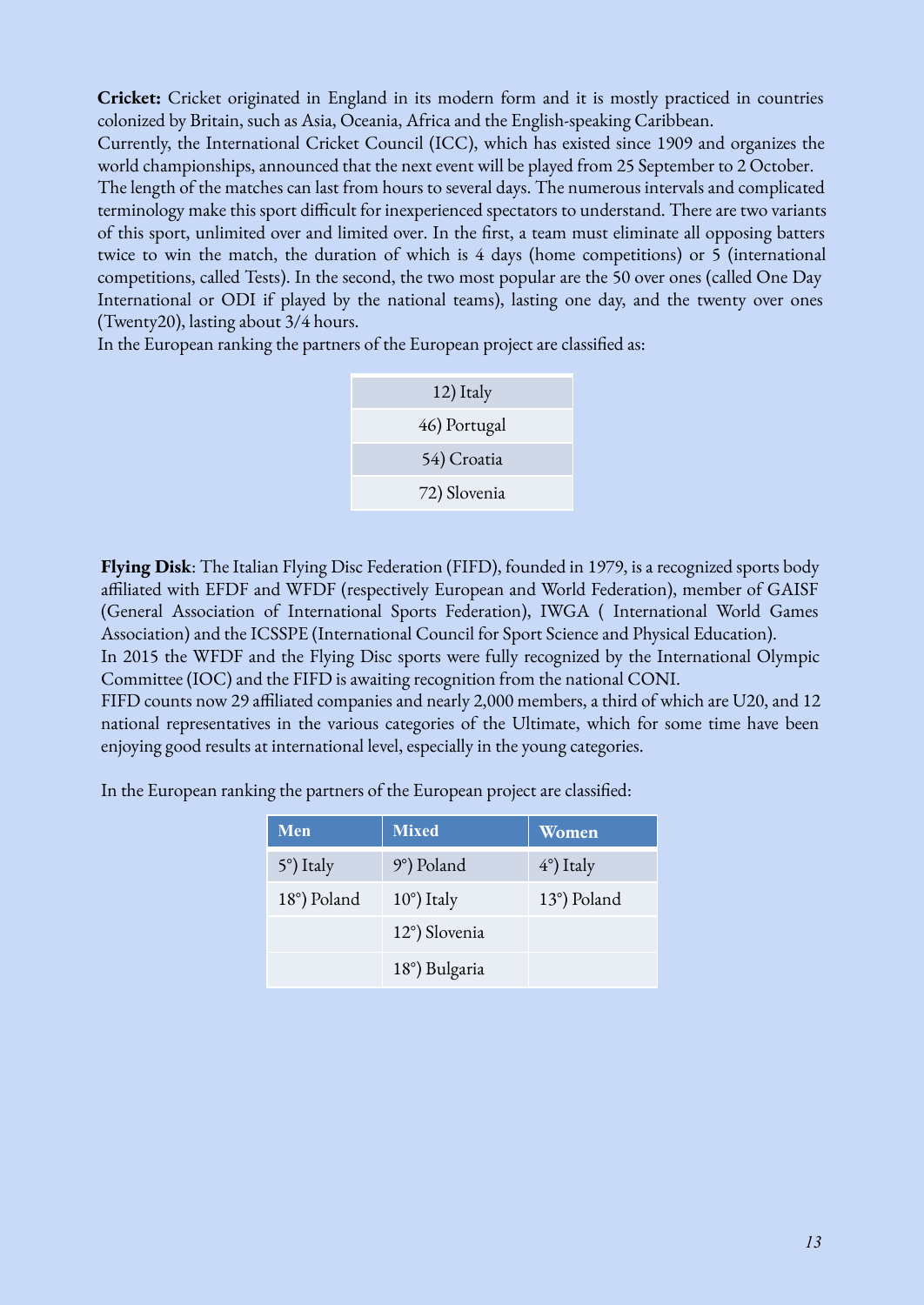**Cricket:** Cricket originated in England in its modern form and it is mostly practiced in countries colonized by Britain, such as Asia, Oceania, Africa and the English-speaking Caribbean.
Currently, the International Cricket Council (ICC), which has existed since 1909 and organizes the world championships, announced that the next event will be played from 25 September to 2 October.
The length of the matches can last from hours to several days. The numerous intervals and complicated terminology make this sport difficult for inexperienced spectators to understand. There are two variants of this sport, unlimited over and limited over. In the first, a team must eliminate all opposing batters twice to win the match, the duration of which is 4 days (home competitions) or 5 (international competitions, called Tests). In the second, the two most popular are the 50 over ones (called One Day International or ODI if played by the national teams), lasting one day, and the twenty over ones (Twenty20), lasting about 3/4 hours.
In the European ranking the partners of the European project are classified as:

| |
|---|
| 12) Italy |
| 46) Portugal |
| 54) Croatia |
| 72) Slovenia |

**Flying Disk**: The Italian Flying Disc Federation (FIFD), founded in 1979, is a recognized sports body affiliated with EFDF and WFDF (respectively European and World Federation), member of GAISF (General Association of International Sports Federation), IWGA ( International World Games Association) and the ICSSPE (International Council for Sport Science and Physical Education).
In 2015 the WFDF and the Flying Disc sports were fully recognized by the International Olympic Committee (IOC) and the FIFD is awaiting recognition from the national CONI.
FIFD counts now 29 affiliated companies and nearly 2,000 members, a third of which are U20, and 12 national representatives in the various categories of the Ultimate, which for some time have been enjoying good results at international level, especially in the young categories.

In the European ranking the partners of the European project are classified:

| Men | Mixed | Women |
|---|---|---|
| 5°) Italy | 9°) Poland | 4°) Italy |
| 18°) Poland | 10°) Italy | 13°) Poland |
| | 12°) Slovenia | |
| | 18°) Bulgaria | |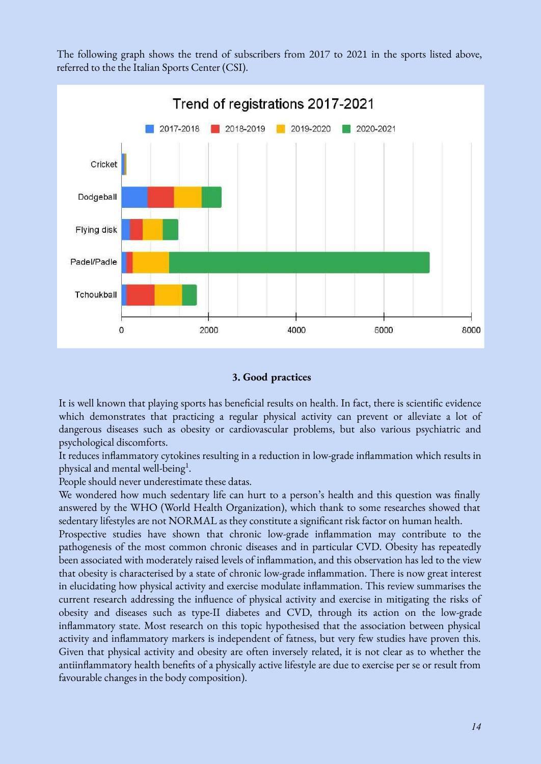The following graph shows the trend of subscribers from 2017 to 2021 in the sports listed above, referred to the the Italian Sports Center (CSI).

### 3. Good practices

It is well known that playing sports has beneficial results on health. In fact, there is scientific evidence which demonstrates that practicing a regular physical activity can prevent or alleviate a lot of dangerous diseases such as obesity or cardiovascular problems, but also various psychiatric and psychological discomforts.

It reduces inflammatory cytokines resulting in a reduction in low-grade inflammation which results in physical and mental well-being[1].

People should never underestimate these datas.

We wondered how much sedentary life can hurt to a person's health and this question was finally answered by the WHO (World Health Organization), which thank to some researches showed that sedentary lifestyles are not NORMAL as they constitute a significant risk factor on human health.

Prospective studies have shown that chronic low-grade inflammation may contribute to the pathogenesis of the most common chronic diseases and in particular CVD. Obesity has repeatedly been associated with moderately raised levels of inflammation, and this observation has led to the view that obesity is characterised by a state of chronic low-grade inflammation. There is now great interest in elucidating how physical activity and exercise modulate inflammation. This review summarises the current research addressing the influence of physical activity and exercise in mitigating the risks of obesity and diseases such as type-II diabetes and CVD, through its action on the low-grade inflammatory state. Most research on this topic hypothesised that the association between physical activity and inflammatory markers is independent of fatness, but very few studies have proven this. Given that physical activity and obesity are often inversely related, it is not clear as to whether the antiinflammatory health benefits of a physically active lifestyle are due to exercise per se or result from favourable changes in the body composition).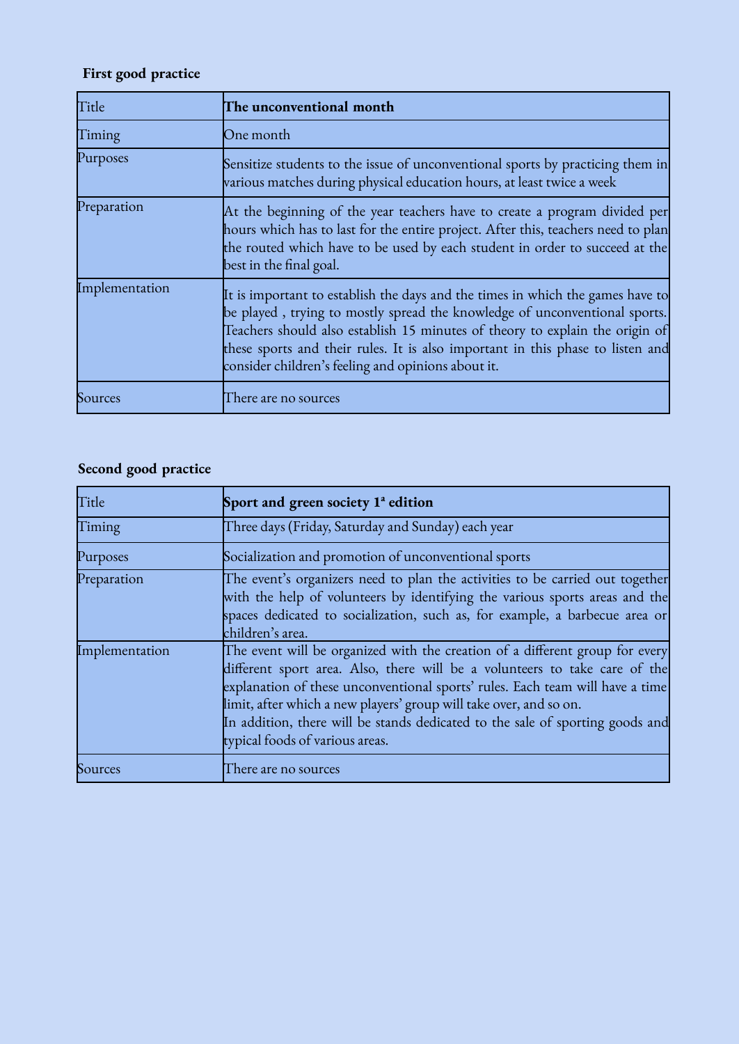**First good practice**

| Title | **The unconventional month** |
|---|---|
| Timing | One month |
| Purposes | Sensitize students to the issue of unconventional sports by practicing them in various matches during physical education hours, at least twice a week |
| Preparation | At the beginning of the year teachers have to create a program divided per hours which has to last for the entire project. After this, teachers need to plan the routed which have to be used by each student in order to succeed at the best in the final goal. |
| Implementation | It is important to establish the days and the times in which the games have to be played , trying to mostly spread the knowledge of unconventional sports. Teachers should also establish 15 minutes of theory to explain the origin of these sports and their rules. It is also important in this phase to listen and consider children's feeling and opinions about it. |
| Sources | There are no sources |

**Second good practice**

| Title | **Sport and green society 1ª edition** |
|---|---|
| Timing | Three days (Friday, Saturday and Sunday) each year |
| Purposes | Socialization and promotion of unconventional sports |
| Preparation | The event's organizers need to plan the activities to be carried out together with the help of volunteers by identifying the various sports areas and the spaces dedicated to socialization, such as, for example, a barbecue area or children's area. |
| Implementation | The event will be organized with the creation of a different group for every different sport area. Also, there will be a volunteers to take care of the explanation of these unconventional sports' rules. Each team will have a time limit, after which a new players' group will take over, and so on.<br>In addition, there will be stands dedicated to the sale of sporting goods and typical foods of various areas. |
| Sources | There are no sources |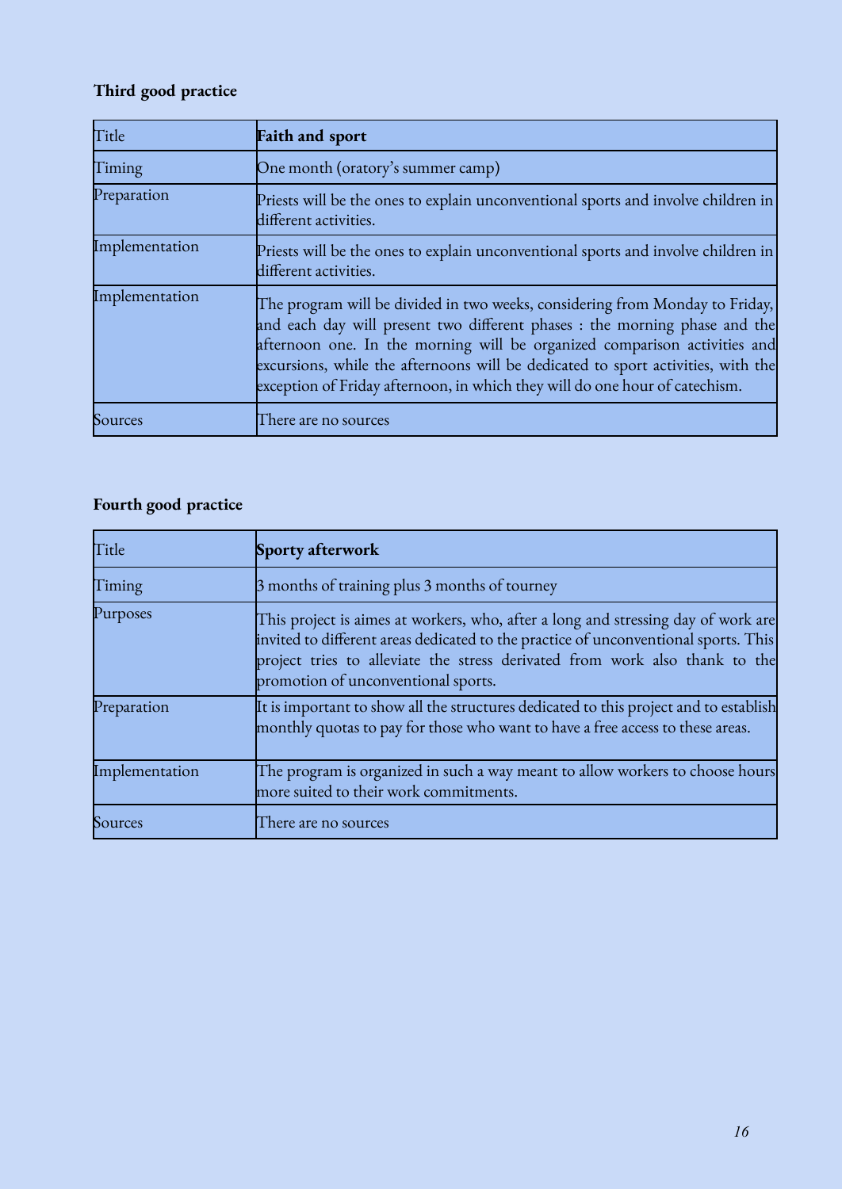**Third good practice**

| Title | **Faith and sport** |
|---|---|
| Timing | One month (oratory's summer camp) |
| Preparation | Priests will be the ones to explain unconventional sports and involve children in different activities. |
| Implementation | Priests will be the ones to explain unconventional sports and involve children in different activities. |
| Implementation | The program will be divided in two weeks, considering from Monday to Friday, and each day will present two different phases : the morning phase and the afternoon one. In the morning will be organized comparison activities and excursions, while the afternoons will be dedicated to sport activities, with the exception of Friday afternoon, in which they will do one hour of catechism. |
| Sources | There are no sources |

**Fourth good practice**

| Title | **Sporty afterwork** |
|---|---|
| Timing | 3 months of training plus 3 months of tourney |
| Purposes | This project is aimes at workers, who, after a long and stressing day of work are invited to different areas dedicated to the practice of unconventional sports. This project tries to alleviate the stress derivated from work also thank to the promotion of unconventional sports. |
| Preparation | It is important to show all the structures dedicated to this project and to establish monthly quotas to pay for those who want to have a free access to these areas. |
| Implementation | The program is organized in such a way meant to allow workers to choose hours more suited to their work commitments. |
| Sources | There are no sources |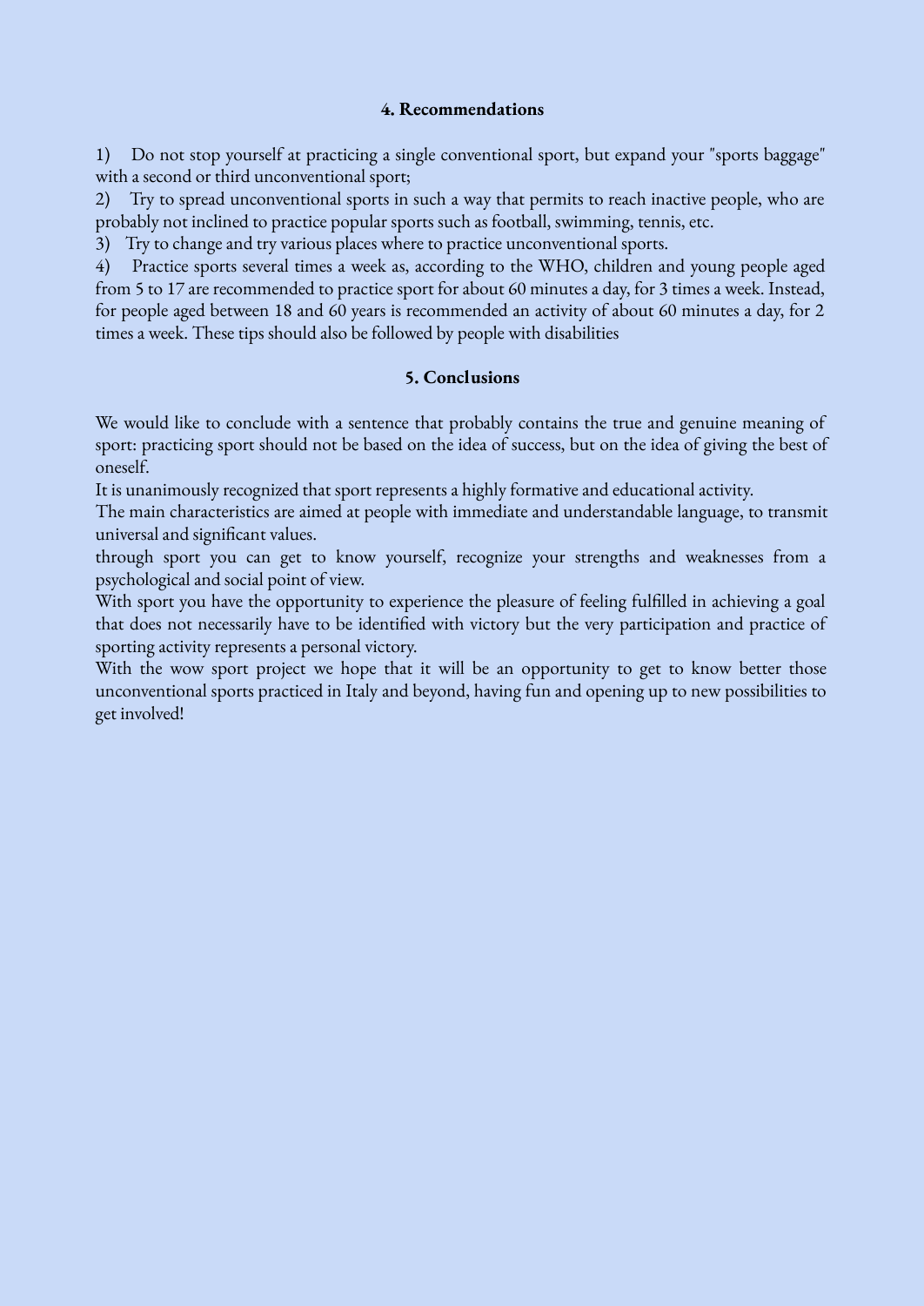## 4. Recommendations

1) Do not stop yourself at practicing a single conventional sport, but expand your "sports baggage" with a second or third unconventional sport;
2) Try to spread unconventional sports in such a way that permits to reach inactive people, who are probably not inclined to practice popular sports such as football, swimming, tennis, etc.
3) Try to change and try various places where to practice unconventional sports.
4) Practice sports several times a week as, according to the WHO, children and young people aged from 5 to 17 are recommended to practice sport for about 60 minutes a day, for 3 times a week. Instead, for people aged between 18 and 60 years is recommended an activity of about 60 minutes a day, for 2 times a week. These tips should also be followed by people with disabilities

## 5. Conclusions

We would like to conclude with a sentence that probably contains the true and genuine meaning of sport: practicing sport should not be based on the idea of success, but on the idea of giving the best of oneself.
It is unanimously recognized that sport represents a highly formative and educational activity.
The main characteristics are aimed at people with immediate and understandable language, to transmit universal and significant values.
through sport you can get to know yourself, recognize your strengths and weaknesses from a psychological and social point of view.
With sport you have the opportunity to experience the pleasure of feeling fulfilled in achieving a goal that does not necessarily have to be identified with victory but the very participation and practice of sporting activity represents a personal victory.
With the wow sport project we hope that it will be an opportunity to get to know better those unconventional sports practiced in Italy and beyond, having fun and opening up to new possibilities to get involved!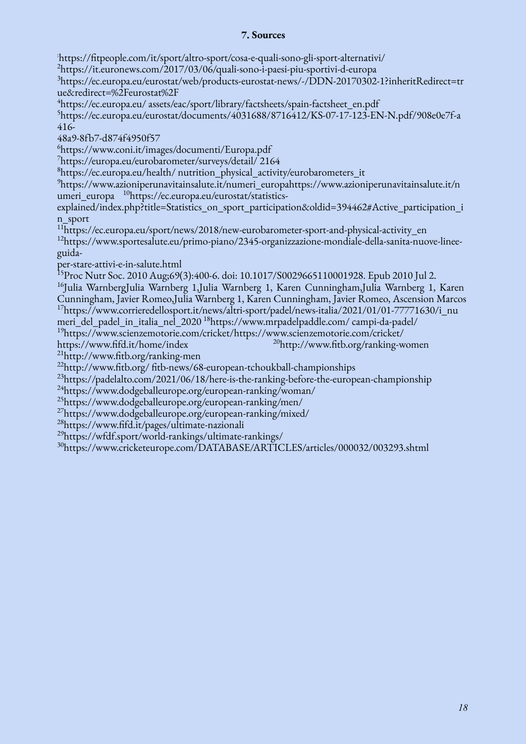**7. Sources**

[1]https://fitpeople.com/it/sport/altro-sport/cosa-e-quali-sono-gli-sport-alternativi/
[2]https://it.euronews.com/2017/03/06/quali-sono-i-paesi-piu-sportivi-d-europa
[3]https://ec.europa.eu/eurostat/web/products-eurostat-news/-/DDN-20170302-1?inheritRedirect=true&redirect=%2Feurostat%2F
[4]https://ec.europa.eu/ assets/eac/sport/library/factsheets/spain-factsheet_en.pdf
[5]https://ec.europa.eu/eurostat/documents/4031688/8716412/KS-07-17-123-EN-N.pdf/908e0e7f-a416-48a9-8fb7-d874f4950f57
[6]https://www.coni.it/images/documenti/Europa.pdf
[7]https://europa.eu/eurobarometer/surveys/detail/ 2164
[8]https://ec.europa.eu/health/ nutrition_physical_activity/eurobarometers_it
[9]https://www.azioniperunavitainsalute.it/numeri_europahttps://www.azioniperunavitainsalute.it/numeri_europa [10]https://ec.europa.eu/eurostat/statistics-explained/index.php?title=Statistics_on_sport_participation&oldid=394462#Active_participation_in_sport
[11]https://ec.europa.eu/sport/news/2018/new-eurobarometer-sport-and-physical-activity_en
[12]https://www.sportesalute.eu/primo-piano/2345-organizzazione-mondiale-della-sanita-nuove-linee-guida-per-stare-attivi-e-in-salute.html
[15]Proc Nutr Soc. 2010 Aug;69(3):400-6. doi: 10.1017/S0029665110001928. Epub 2010 Jul 2.
[16]Julia WarnbergJulia Warnberg 1,Julia Warnberg 1, Karen Cunningham,Julia Warnberg 1, Karen Cunningham, Javier Romeo,Julia Warnberg 1, Karen Cunningham, Javier Romeo, Ascension Marcos
[17]https://www.corrieredellosport.it/news/altri-sport/padel/news-italia/2021/01/01-77771630/i_numeri_del_padel_in_italia_nel_2020 [18]https://www.mrpadelpaddle.com/ campi-da-padel/
[19]https://www.scienzemotorie.com/cricket/https://www.scienzemotorie.com/cricket/
https://www.fifd.it/home/index [20]http://www.fitb.org/ranking-women
[21]http://www.fitb.org/ranking-men
[22]http://www.fitb.org/ fitb-news/68-european-tchoukball-championships
[23]https://padelalto.com/2021/06/18/here-is-the-ranking-before-the-european-championship
[24]https://www.dodgeballeurope.org/european-ranking/woman/
[25]https://www.dodgeballeurope.org/european-ranking/men/
[27]https://www.dodgeballeurope.org/european-ranking/mixed/
[28]https://www.fifd.it/pages/ultimate-nazionali
[29]https://wfdf.sport/world-rankings/ultimate-rankings/
[30]https://www.cricketeurope.com/DATABASE/ARTICLES/articles/000032/003293.shtml